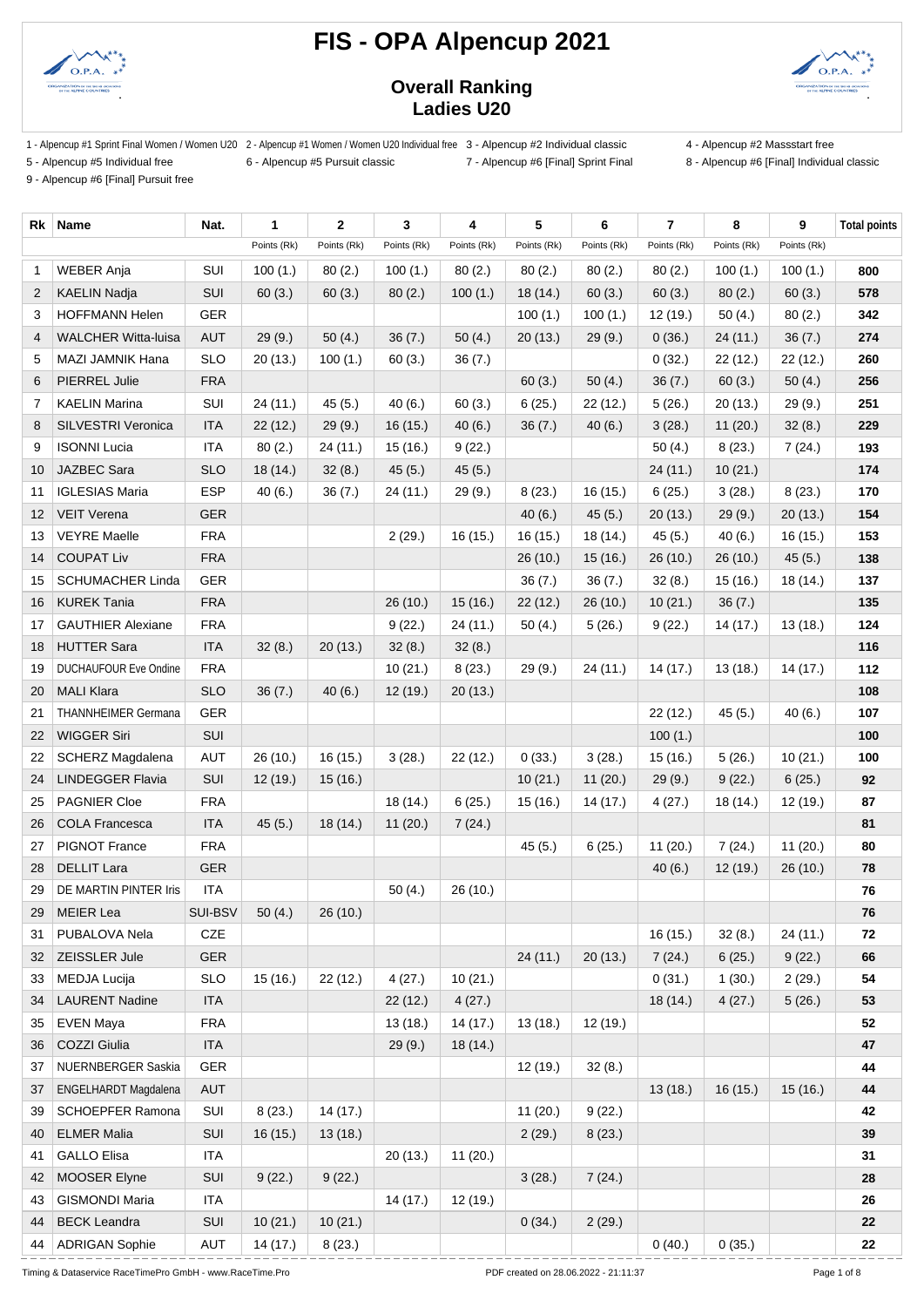# FIS - OPA Alpencup 2021

## Overall Ranking
## Ladies U20

1 - Alpencup #1 Sprint Final Women / Women U20
2 - Alpencup #1 Women / Women U20 Individual free
3 - Alpencup #2 Individual classic
4 - Alpencup #2 Massstart free
5 - Alpencup #5 Individual free
6 - Alpencup #5 Pursuit classic
7 - Alpencup #6 [Final] Sprint Final
8 - Alpencup #6 [Final] Individual classic
9 - Alpencup #6 [Final] Pursuit free

| Rk | Name | Nat. | 1 | 2 | 3 | 4 | 5 | 6 | 7 | 8 | 9 | Total points |
|---|---|---|---|---|---|---|---|---|---|---|---|---|
| | | | Points (Rk) | Points (Rk) | Points (Rk) | Points (Rk) | Points (Rk) | Points (Rk) | Points (Rk) | Points (Rk) | Points (Rk) | |
| 1 | WEBER Anja | SUI | 100 (1.) | 80 (2.) | 100 (1.) | 80 (2.) | 80 (2.) | 80 (2.) | 80 (2.) | 100 (1.) | 100 (1.) | 800 |
| 2 | KAELIN Nadja | SUI | 60 (3.) | 60 (3.) | 80 (2.) | 100 (1.) | 18 (14.) | 60 (3.) | 60 (3.) | 80 (2.) | 60 (3.) | 578 |
| 3 | HOFFMANN Helen | GER | | | | | 100 (1.) | 100 (1.) | 12 (19.) | 50 (4.) | 80 (2.) | 342 |
| 4 | WALCHER Witta-luisa | AUT | 29 (9.) | 50 (4.) | 36 (7.) | 50 (4.) | 20 (13.) | 29 (9.) | 0 (36.) | 24 (11.) | 36 (7.) | 274 |
| 5 | MAZI JAMNIK Hana | SLO | 20 (13.) | 100 (1.) | 60 (3.) | 36 (7.) | | | 0 (32.) | 22 (12.) | 22 (12.) | 260 |
| 6 | PIERREL Julie | FRA | | | | | 60 (3.) | 50 (4.) | 36 (7.) | 60 (3.) | 50 (4.) | 256 |
| 7 | KAELIN Marina | SUI | 24 (11.) | 45 (5.) | 40 (6.) | 60 (3.) | 6 (25.) | 22 (12.) | 5 (26.) | 20 (13.) | 29 (9.) | 251 |
| 8 | SILVESTRI Veronica | ITA | 22 (12.) | 29 (9.) | 16 (15.) | 40 (6.) | 36 (7.) | 40 (6.) | 3 (28.) | 11 (20.) | 32 (8.) | 229 |
| 9 | ISONNI Lucia | ITA | 80 (2.) | 24 (11.) | 15 (16.) | 9 (22.) | | | 50 (4.) | 8 (23.) | 7 (24.) | 193 |
| 10 | JAZBEC Sara | SLO | 18 (14.) | 32 (8.) | 45 (5.) | 45 (5.) | | | 24 (11.) | 10 (21.) | | 174 |
| 11 | IGLESIAS Maria | ESP | 40 (6.) | 36 (7.) | 24 (11.) | 29 (9.) | 8 (23.) | 16 (15.) | 6 (25.) | 3 (28.) | 8 (23.) | 170 |
| 12 | VEIT Verena | GER | | | | | 40 (6.) | 45 (5.) | 20 (13.) | 29 (9.) | 20 (13.) | 154 |
| 13 | VEYRE Maelle | FRA | | | 2 (29.) | 16 (15.) | 16 (15.) | 18 (14.) | 45 (5.) | 40 (6.) | 16 (15.) | 153 |
| 14 | COUPAT Liv | FRA | | | | | 26 (10.) | 15 (16.) | 26 (10.) | 26 (10.) | 45 (5.) | 138 |
| 15 | SCHUMACHER Linda | GER | | | | | 36 (7.) | 36 (7.) | 32 (8.) | 15 (16.) | 18 (14.) | 137 |
| 16 | KUREK Tania | FRA | | | 26 (10.) | 15 (16.) | 22 (12.) | 26 (10.) | 10 (21.) | 36 (7.) | | 135 |
| 17 | GAUTHIER Alexiane | FRA | | | 9 (22.) | 24 (11.) | 50 (4.) | 5 (26.) | 9 (22.) | 14 (17.) | 13 (18.) | 124 |
| 18 | HUTTER Sara | ITA | 32 (8.) | 20 (13.) | 32 (8.) | 32 (8.) | | | | | | 116 |
| 19 | DUCHAUFOUR Eve Ondine | FRA | | | 10 (21.) | 8 (23.) | 29 (9.) | 24 (11.) | 14 (17.) | 13 (18.) | 14 (17.) | 112 |
| 20 | MALI Klara | SLO | 36 (7.) | 40 (6.) | 12 (19.) | 20 (13.) | | | | | | 108 |
| 21 | THANNHEIMER Germana | GER | | | | | | | 22 (12.) | 45 (5.) | 40 (6.) | 107 |
| 22 | WIGGER Siri | SUI | | | | | | | 100 (1.) | | | 100 |
| 22 | SCHERZ Magdalena | AUT | 26 (10.) | 16 (15.) | 3 (28.) | 22 (12.) | 0 (33.) | 3 (28.) | 15 (16.) | 5 (26.) | 10 (21.) | 100 |
| 24 | LINDEGGER Flavia | SUI | 12 (19.) | 15 (16.) | | | 10 (21.) | 11 (20.) | 29 (9.) | 9 (22.) | 6 (25.) | 92 |
| 25 | PAGNIER Cloe | FRA | | | 18 (14.) | 6 (25.) | 15 (16.) | 14 (17.) | 4 (27.) | 18 (14.) | 12 (19.) | 87 |
| 26 | COLA Francesca | ITA | 45 (5.) | 18 (14.) | 11 (20.) | 7 (24.) | | | | | | 81 |
| 27 | PIGNOT France | FRA | | | | | 45 (5.) | 6 (25.) | 11 (20.) | 7 (24.) | 11 (20.) | 80 |
| 28 | DELLIT Lara | GER | | | | | | | 40 (6.) | 12 (19.) | 26 (10.) | 78 |
| 29 | DE MARTIN PINTER Iris | ITA | | | 50 (4.) | 26 (10.) | | | | | | 76 |
| 29 | MEIER Lea | SUI-BSV | 50 (4.) | 26 (10.) | | | | | | | | 76 |
| 31 | PUBALOVA Nela | CZE | | | | | | | 16 (15.) | 32 (8.) | 24 (11.) | 72 |
| 32 | ZEISSLER Jule | GER | | | | | 24 (11.) | 20 (13.) | 7 (24.) | 6 (25.) | 9 (22.) | 66 |
| 33 | MEDJA Lucija | SLO | 15 (16.) | 22 (12.) | 4 (27.) | 10 (21.) | | | 0 (31.) | 1 (30.) | 2 (29.) | 54 |
| 34 | LAURENT Nadine | ITA | | | 22 (12.) | 4 (27.) | | | 18 (14.) | 4 (27.) | 5 (26.) | 53 |
| 35 | EVEN Maya | FRA | | | 13 (18.) | 14 (17.) | 13 (18.) | 12 (19.) | | | | 52 |
| 36 | COZZI Giulia | ITA | | | 29 (9.) | 18 (14.) | | | | | | 47 |
| 37 | NUERNBERGER Saskia | GER | | | | | 12 (19.) | 32 (8.) | | | | 44 |
| 37 | ENGELHARDT Magdalena | AUT | | | | | | | 13 (18.) | 16 (15.) | 15 (16.) | 44 |
| 39 | SCHOEPFER Ramona | SUI | 8 (23.) | 14 (17.) | | | 11 (20.) | 9 (22.) | | | | 42 |
| 40 | ELMER Malia | SUI | 16 (15.) | 13 (18.) | | | 2 (29.) | 8 (23.) | | | | 39 |
| 41 | GALLO Elisa | ITA | | | 20 (13.) | 11 (20.) | | | | | | 31 |
| 42 | MOOSER Elyne | SUI | 9 (22.) | 9 (22.) | | | 3 (28.) | 7 (24.) | | | | 28 |
| 43 | GISMONDI Maria | ITA | | | 14 (17.) | 12 (19.) | | | | | | 26 |
| 44 | BECK Leandra | SUI | 10 (21.) | 10 (21.) | | | 0 (34.) | 2 (29.) | | | | 22 |
| 44 | ADRIGAN Sophie | AUT | 14 (17.) | 8 (23.) | | | | | 0 (40.) | 0 (35.) | | 22 |

Timing & Dataservice RaceTimePro GmbH - www.RaceTime.Pro PDF created on 28.06.2022 - 21:11:37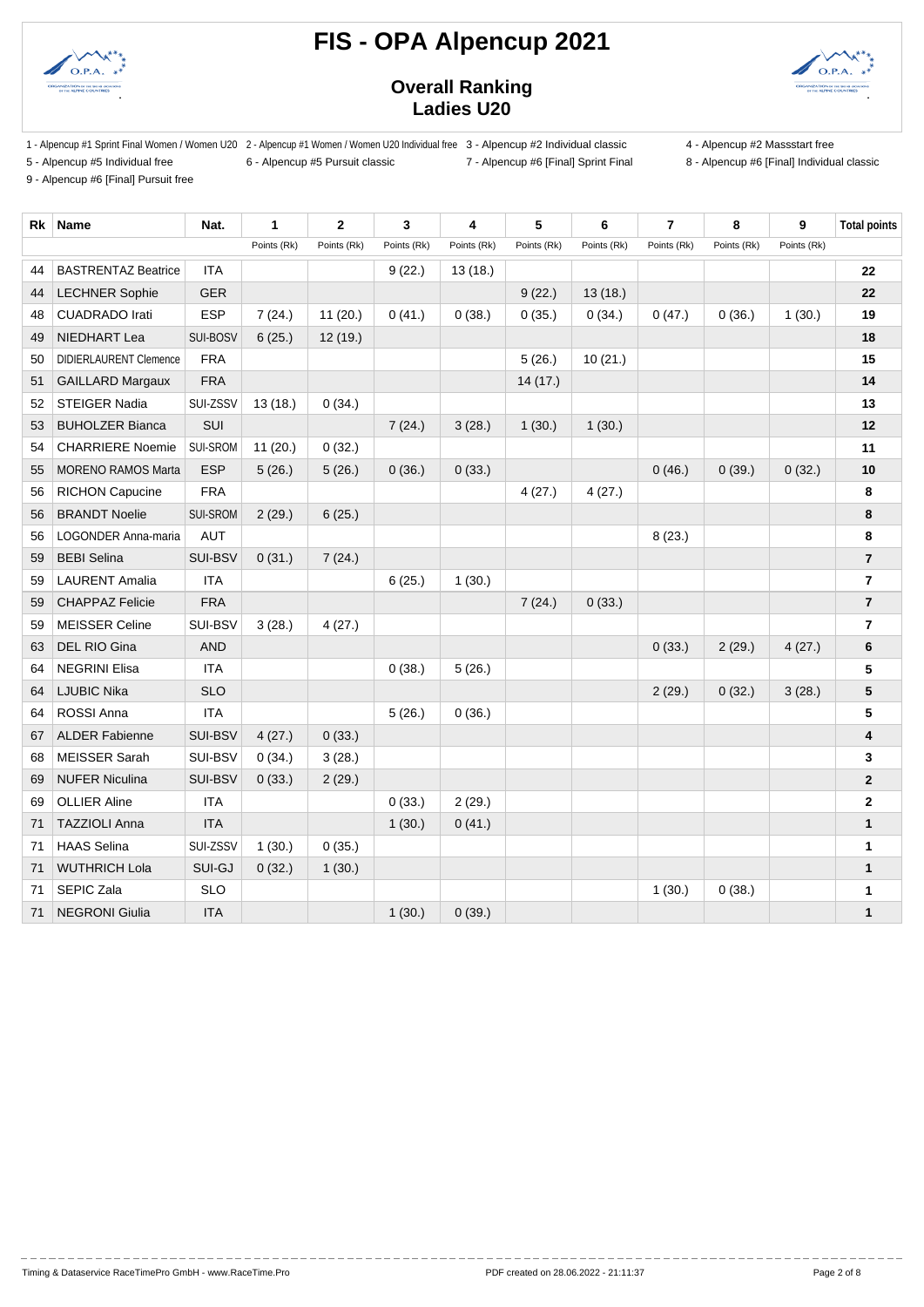# FIS - OPA Alpencup 2021

## Overall Ranking
## Ladies U20

1 - Alpencup #1 Sprint Final Women / Women U20 2 - Alpencup #1 Women / Women U20 Individual free 3 - Alpencup #2 Individual classic 4 - Alpencup #2 Massstart free
5 - Alpencup #5 Individual free 6 - Alpencup #5 Pursuit classic 7 - Alpencup #6 [Final] Sprint Final 8 - Alpencup #6 [Final] Individual classic
9 - Alpencup #6 [Final] Pursuit free

| Rk | Name | Nat. | 1 | 2 | 3 | 4 | 5 | 6 | 7 | 8 | 9 | Total points |
|---|---|---|---|---|---|---|---|---|---|---|---|---|
| | | | Points (Rk) | Points (Rk) | Points (Rk) | Points (Rk) | Points (Rk) | Points (Rk) | Points (Rk) | Points (Rk) | Points (Rk) | |
| 44 | BASTRENTAZ Beatrice | ITA | | | 9 (22.) | 13 (18.) | | | | | | **22** |
| 44 | LECHNER Sophie | GER | | | | | 9 (22.) | 13 (18.) | | | | **22** |
| 48 | CUADRADO Irati | ESP | 7 (24.) | 11 (20.) | 0 (41.) | 0 (38.) | 0 (35.) | 0 (34.) | 0 (47.) | 0 (36.) | 1 (30.) | **19** |
| 49 | NIEDHART Lea | SUI-BOSV | 6 (25.) | 12 (19.) | | | | | | | | **18** |
| 50 | DIDIERLAURENT Clemence | FRA | | | | | 5 (26.) | 10 (21.) | | | | **15** |
| 51 | GAILLARD Margaux | FRA | | | | | 14 (17.) | | | | | **14** |
| 52 | STEIGER Nadia | SUI-ZSSV | 13 (18.) | 0 (34.) | | | | | | | | **13** |
| 53 | BUHOLZER Bianca | SUI | | | 7 (24.) | 3 (28.) | 1 (30.) | 1 (30.) | | | | **12** |
| 54 | CHARRIERE Noemie | SUI-SROM | 11 (20.) | 0 (32.) | | | | | | | | **11** |
| 55 | MORENO RAMOS Marta | ESP | 5 (26.) | 5 (26.) | 0 (36.) | 0 (33.) | | | 0 (46.) | 0 (39.) | 0 (32.) | **10** |
| 56 | RICHON Capucine | FRA | | | | | 4 (27.) | 4 (27.) | | | | **8** |
| 56 | BRANDT Noelie | SUI-SROM | 2 (29.) | 6 (25.) | | | | | | | | **8** |
| 56 | LOGONDER Anna-maria | AUT | | | | | | | 8 (23.) | | | **8** |
| 59 | BEBI Selina | SUI-BSV | 0 (31.) | 7 (24.) | | | | | | | | **7** |
| 59 | LAURENT Amalia | ITA | | | 6 (25.) | 1 (30.) | | | | | | **7** |
| 59 | CHAPPAZ Felicie | FRA | | | | | 7 (24.) | 0 (33.) | | | | **7** |
| 59 | MEISSER Celine | SUI-BSV | 3 (28.) | 4 (27.) | | | | | | | | **7** |
| 63 | DEL RIO Gina | AND | | | | | | | 0 (33.) | 2 (29.) | 4 (27.) | **6** |
| 64 | NEGRINI Elisa | ITA | | | 0 (38.) | 5 (26.) | | | | | | **5** |
| 64 | LJUBIC Nika | SLO | | | | | | | 2 (29.) | 0 (32.) | 3 (28.) | **5** |
| 64 | ROSSI Anna | ITA | | | 5 (26.) | 0 (36.) | | | | | | **5** |
| 67 | ALDER Fabienne | SUI-BSV | 4 (27.) | 0 (33.) | | | | | | | | **4** |
| 68 | MEISSER Sarah | SUI-BSV | 0 (34.) | 3 (28.) | | | | | | | | **3** |
| 69 | NUFER Niculina | SUI-BSV | 0 (33.) | 2 (29.) | | | | | | | | **2** |
| 69 | OLLIER Aline | ITA | | | 0 (33.) | 2 (29.) | | | | | | **2** |
| 71 | TAZZIOLI Anna | ITA | | | 1 (30.) | 0 (41.) | | | | | | **1** |
| 71 | HAAS Selina | SUI-ZSSV | 1 (30.) | 0 (35.) | | | | | | | | **1** |
| 71 | WUTHRICH Lola | SUI-GJ | 0 (32.) | 1 (30.) | | | | | | | | **1** |
| 71 | SEPIC Zala | SLO | | | | | | | 1 (30.) | 0 (38.) | | **1** |
| 71 | NEGRONI Giulia | ITA | | | 1 (30.) | 0 (39.) | | | | | | **1** |

Timing & Dataservice RaceTimePro GmbH - www.RaceTime.Pro PDF created on 28.06.2022 - 21:11:37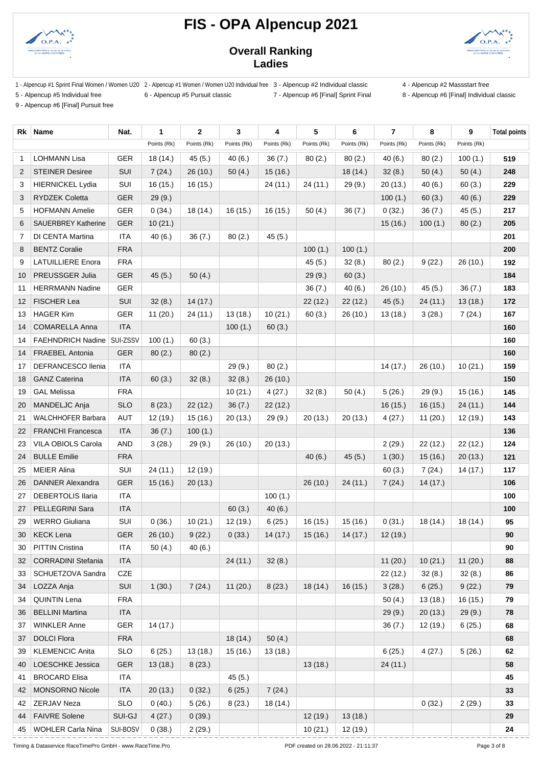# FIS - OPA Alpencup 2021

## Overall Ranking
## Ladies

1 - Alpencup #1 Sprint Final Women / Women U20
2 - Alpencup #1 Women / Women U20 Individual free
3 - Alpencup #2 Individual classic
4 - Alpencup #2 Massstart free
5 - Alpencup #5 Individual free
6 - Alpencup #5 Pursuit classic
7 - Alpencup #6 [Final] Sprint Final
8 - Alpencup #6 [Final] Individual classic
9 - Alpencup #6 [Final] Pursuit free

| Rk | Name | Nat. | 1 | 2 | 3 | 4 | 5 | 6 | 7 | 8 | 9 | Total points |
|---|---|---|---|---|---|---|---|---|---|---|---|---|
| | | | Points (Rk) | Points (Rk) | Points (Rk) | Points (Rk) | Points (Rk) | Points (Rk) | Points (Rk) | Points (Rk) | Points (Rk) | |
| 1 | LOHMANN Lisa | GER | 18 (14.) | 45 (5.) | 40 (6.) | 36 (7.) | 80 (2.) | 80 (2.) | 40 (6.) | 80 (2.) | 100 (1.) | 519 |
| 2 | STEINER Desiree | SUI | 7 (24.) | 26 (10.) | 50 (4.) | 15 (16.) | | 18 (14.) | 32 (8.) | 50 (4.) | 50 (4.) | 248 |
| 3 | HIERNICKEL Lydia | SUI | 16 (15.) | 16 (15.) | | 24 (11.) | 24 (11.) | 29 (9.) | 20 (13.) | 40 (6.) | 60 (3.) | 229 |
| 3 | RYDZEK Coletta | GER | 29 (9.) | | | | | | 100 (1.) | 60 (3.) | 40 (6.) | 229 |
| 5 | HOFMANN Amelie | GER | 0 (34.) | 18 (14.) | 16 (15.) | 16 (15.) | 50 (4.) | 36 (7.) | 0 (32.) | 36 (7.) | 45 (5.) | 217 |
| 6 | SAUERBREY Katherine | GER | 10 (21.) | | | | | | 15 (16.) | 100 (1.) | 80 (2.) | 205 |
| 7 | DI CENTA Martina | ITA | 40 (6.) | 36 (7.) | 80 (2.) | 45 (5.) | | | | | | 201 |
| 8 | BENTZ Coralie | FRA | | | | | 100 (1.) | 100 (1.) | | | | 200 |
| 9 | LATUILLIERE Enora | FRA | | | | | 45 (5.) | 32 (8.) | 80 (2.) | 9 (22.) | 26 (10.) | 192 |
| 10 | PREUSSGER Julia | GER | 45 (5.) | 50 (4.) | | | 29 (9.) | 60 (3.) | | | | 184 |
| 11 | HERRMANN Nadine | GER | | | | | 36 (7.) | 40 (6.) | 26 (10.) | 45 (5.) | 36 (7.) | 183 |
| 12 | FISCHER Lea | SUI | 32 (8.) | 14 (17.) | | | 22 (12.) | 22 (12.) | 45 (5.) | 24 (11.) | 13 (18.) | 172 |
| 13 | HAGER Kim | GER | 11 (20.) | 24 (11.) | 13 (18.) | 10 (21.) | 60 (3.) | 26 (10.) | 13 (18.) | 3 (28.) | 7 (24.) | 167 |
| 14 | COMARELLA Anna | ITA | | | 100 (1.) | 60 (3.) | | | | | | 160 |
| 14 | FAEHNDRICH Nadine | SUI-ZSSV | 100 (1.) | 60 (3.) | | | | | | | | 160 |
| 14 | FRAEBEL Antonia | GER | 80 (2.) | 80 (2.) | | | | | | | | 160 |
| 17 | DEFRANCESCO Ilenia | ITA | | | 29 (9.) | 80 (2.) | | | 14 (17.) | 26 (10.) | 10 (21.) | 159 |
| 18 | GANZ Caterina | ITA | 60 (3.) | 32 (8.) | 32 (8.) | 26 (10.) | | | | | | 150 |
| 19 | GAL Melissa | FRA | | | 10 (21.) | 4 (27.) | 32 (8.) | 50 (4.) | 5 (26.) | 29 (9.) | 15 (16.) | 145 |
| 20 | MANDELJC Anja | SLO | 8 (23.) | 22 (12.) | 36 (7.) | 22 (12.) | | | 16 (15.) | 16 (15.) | 24 (11.) | 144 |
| 21 | WALCHHOFER Barbara | AUT | 12 (19.) | 15 (16.) | 20 (13.) | 29 (9.) | 20 (13.) | 20 (13.) | 4 (27.) | 11 (20.) | 12 (19.) | 143 |
| 22 | FRANCHI Francesca | ITA | 36 (7.) | 100 (1.) | | | | | | | | 136 |
| 23 | VILA OBIOLS Carola | AND | 3 (28.) | 29 (9.) | 26 (10.) | 20 (13.) | | | 2 (29.) | 22 (12.) | 22 (12.) | 124 |
| 24 | BULLE Emilie | FRA | | | | | 40 (6.) | 45 (5.) | 1 (30.) | 15 (16.) | 20 (13.) | 121 |
| 25 | MEIER Alina | SUI | 24 (11.) | 12 (19.) | | | | | 60 (3.) | 7 (24.) | 14 (17.) | 117 |
| 26 | DANNER Alexandra | GER | 15 (16.) | 20 (13.) | | | 26 (10.) | 24 (11.) | 7 (24.) | 14 (17.) | | 106 |
| 27 | DEBERTOLIS Ilaria | ITA | | | | 100 (1.) | | | | | | 100 |
| 27 | PELLEGRINI Sara | ITA | | | 60 (3.) | 40 (6.) | | | | | | 100 |
| 29 | WERRO Giuliana | SUI | 0 (36.) | 10 (21.) | 12 (19.) | 6 (25.) | 16 (15.) | 15 (16.) | 0 (31.) | 18 (14.) | 18 (14.) | 95 |
| 30 | KECK Lena | GER | 26 (10.) | 9 (22.) | 0 (33.) | 14 (17.) | 15 (16.) | 14 (17.) | 12 (19.) | | | 90 |
| 30 | PITTIN Cristina | ITA | 50 (4.) | 40 (6.) | | | | | | | | 90 |
| 32 | CORRADINI Stefania | ITA | | | 24 (11.) | 32 (8.) | | | 11 (20.) | 10 (21.) | 11 (20.) | 88 |
| 33 | SCHUETZOVA Sandra | CZE | | | | | | | 22 (12.) | 32 (8.) | 32 (8.) | 86 |
| 34 | LOZZA Anja | SUI | 1 (30.) | 7 (24.) | 11 (20.) | 8 (23.) | 18 (14.) | 16 (15.) | 3 (28.) | 6 (25.) | 9 (22.) | 79 |
| 34 | QUINTIN Lena | FRA | | | | | | | 50 (4.) | 13 (18.) | 16 (15.) | 79 |
| 36 | BELLINI Martina | ITA | | | | | | | 29 (9.) | 20 (13.) | 29 (9.) | 78 |
| 37 | WINKLER Anne | GER | 14 (17.) | | | | | | 36 (7.) | 12 (19.) | 6 (25.) | 68 |
| 37 | DOLCI Flora | FRA | | | 18 (14.) | 50 (4.) | | | | | | 68 |
| 39 | KLEMENCIC Anita | SLO | 6 (25.) | 13 (18.) | 15 (16.) | 13 (18.) | | | 6 (25.) | 4 (27.) | 5 (26.) | 62 |
| 40 | LOESCHKE Jessica | GER | 13 (18.) | 8 (23.) | | | 13 (18.) | | 24 (11.) | | | 58 |
| 41 | BROCARD Elisa | ITA | | | 45 (5.) | | | | | | | 45 |
| 42 | MONSORNO Nicole | ITA | 20 (13.) | 0 (32.) | 6 (25.) | 7 (24.) | | | | | | 33 |
| 42 | ZERJAV Neza | SLO | 0 (40.) | 5 (26.) | 8 (23.) | 18 (14.) | | | | 0 (32.) | 2 (29.) | 33 |
| 44 | FAIVRE Solene | SUI-GJ | 4 (27.) | 0 (39.) | | | 12 (19.) | 13 (18.) | | | | 29 |
| 45 | WOHLER Carla Nina | SUI-BOSV | 0 (38.) | 2 (29.) | | | 10 (21.) | 12 (19.) | | | | 24 |

Timing & Dataservice RaceTimePro GmbH - www.RaceTime.Pro
PDF created on 28.06.2022 - 21:11:37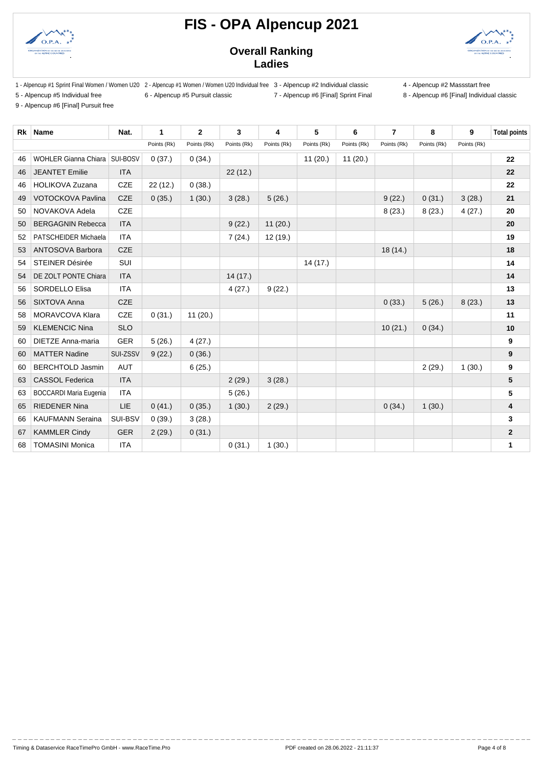# FIS - OPA Alpencup 2021

## Overall Ranking
## Ladies

1 - Alpencup #1 Sprint Final Women / Women U20
2 - Alpencup #1 Women / Women U20 Individual free
3 - Alpencup #2 Individual classic
4 - Alpencup #2 Massstart free
5 - Alpencup #5 Individual free
6 - Alpencup #5 Pursuit classic
7 - Alpencup #6 [Final] Sprint Final
8 - Alpencup #6 [Final] Individual classic
9 - Alpencup #6 [Final] Pursuit free

| Rk | Name | Nat. | 1 | 2 | 3 | 4 | 5 | 6 | 7 | 8 | 9 | Total points |
|---|---|---|---|---|---|---|---|---|---|---|---|---|
| | | | Points (Rk) | Points (Rk) | Points (Rk) | Points (Rk) | Points (Rk) | Points (Rk) | Points (Rk) | Points (Rk) | Points (Rk) | |
| 46 | WOHLER Gianna Chiara | SUI-BOSV | 0 (37.) | 0 (34.) | | | 11 (20.) | 11 (20.) | | | | **22** |
| 46 | JEANTET Emilie | ITA | | | 22 (12.) | | | | | | | **22** |
| 46 | HOLIKOVA Zuzana | CZE | 22 (12.) | 0 (38.) | | | | | | | | **22** |
| 49 | VOTOCKOVA Pavlina | CZE | 0 (35.) | 1 (30.) | 3 (28.) | 5 (26.) | | | 9 (22.) | 0 (31.) | 3 (28.) | **21** |
| 50 | NOVAKOVA Adela | CZE | | | | | | | 8 (23.) | 8 (23.) | 4 (27.) | **20** |
| 50 | BERGAGNIN Rebecca | ITA | | | 9 (22.) | 11 (20.) | | | | | | **20** |
| 52 | PATSCHEIDER Michaela | ITA | | | 7 (24.) | 12 (19.) | | | | | | **19** |
| 53 | ANTOSOVA Barbora | CZE | | | | | | | 18 (14.) | | | **18** |
| 54 | STEINER Désirée | SUI | | | | | 14 (17.) | | | | | **14** |
| 54 | DE ZOLT PONTE Chiara | ITA | | | 14 (17.) | | | | | | | **14** |
| 56 | SORDELLO Elisa | ITA | | | 4 (27.) | 9 (22.) | | | | | | **13** |
| 56 | SIXTOVA Anna | CZE | | | | | | | 0 (33.) | 5 (26.) | 8 (23.) | **13** |
| 58 | MORAVCOVA Klara | CZE | 0 (31.) | 11 (20.) | | | | | | | | **11** |
| 59 | KLEMENCIC Nina | SLO | | | | | | | 10 (21.) | 0 (34.) | | **10** |
| 60 | DIETZE Anna-maria | GER | 5 (26.) | 4 (27.) | | | | | | | | **9** |
| 60 | MATTER Nadine | SUI-ZSSV | 9 (22.) | 0 (36.) | | | | | | | | **9** |
| 60 | BERCHTOLD Jasmin | AUT | | 6 (25.) | | | | | | 2 (29.) | 1 (30.) | **9** |
| 63 | CASSOL Federica | ITA | | | 2 (29.) | 3 (28.) | | | | | | **5** |
| 63 | BOCCARDI Maria Eugenia | ITA | | | 5 (26.) | | | | | | | **5** |
| 65 | RIEDENER Nina | LIE | 0 (41.) | 0 (35.) | 1 (30.) | 2 (29.) | | | 0 (34.) | 1 (30.) | | **4** |
| 66 | KAUFMANN Seraina | SUI-BSV | 0 (39.) | 3 (28.) | | | | | | | | **3** |
| 67 | KAMMLER Cindy | GER | 2 (29.) | 0 (31.) | | | | | | | | **2** |
| 68 | TOMASINI Monica | ITA | | | 0 (31.) | 1 (30.) | | | | | | **1** |

Timing & Dataservice RaceTimePro GmbH - www.RaceTime.Pro
PDF created on 28.06.2022 - 21:11:37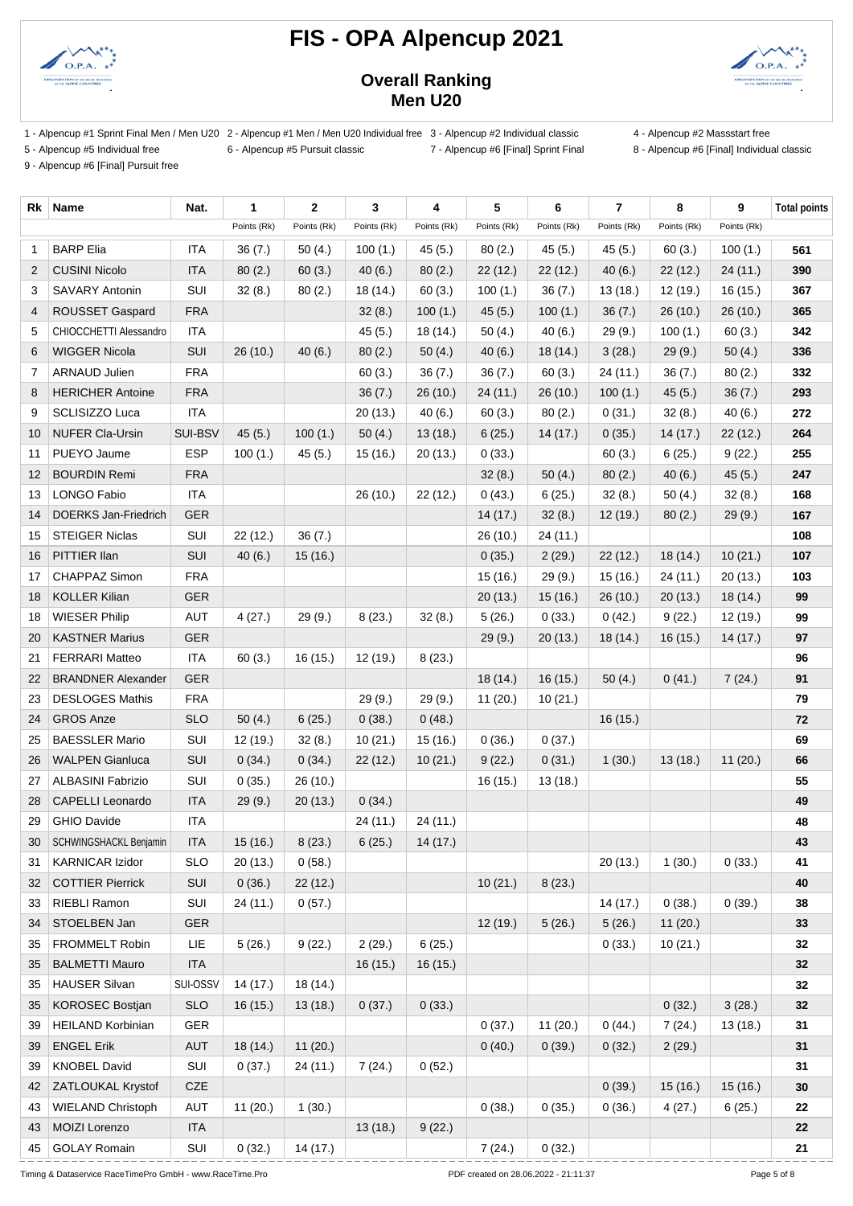# FIS - OPA Alpencup 2021

## Overall Ranking
## Men U20

1 - Alpencup #1 Sprint Final Men / Men U20 2 - Alpencup #1 Men / Men U20 Individual free 3 - Alpencup #2 Individual classic 4 - Alpencup #2 Massstart free
5 - Alpencup #5 Individual free 6 - Alpencup #5 Pursuit classic 7 - Alpencup #6 [Final] Sprint Final 8 - Alpencup #6 [Final] Individual classic
9 - Alpencup #6 [Final] Pursuit free

| Rk | Name | Nat. | 1 | 2 | 3 | 4 | 5 | 6 | 7 | 8 | 9 | Total points |
|---|---|---|---|---|---|---|---|---|---|---|---|---|
| | | | Points (Rk) | Points (Rk) | Points (Rk) | Points (Rk) | Points (Rk) | Points (Rk) | Points (Rk) | Points (Rk) | Points (Rk) | |
| 1 | BARP Elia | ITA | 36 (7.) | 50 (4.) | 100 (1.) | 45 (5.) | 80 (2.) | 45 (5.) | 45 (5.) | 60 (3.) | 100 (1.) | 561 |
| 2 | CUSINI Nicolo | ITA | 80 (2.) | 60 (3.) | 40 (6.) | 80 (2.) | 22 (12.) | 22 (12.) | 40 (6.) | 22 (12.) | 24 (11.) | 390 |
| 3 | SAVARY Antonin | SUI | 32 (8.) | 80 (2.) | 18 (14.) | 60 (3.) | 100 (1.) | 36 (7.) | 13 (18.) | 12 (19.) | 16 (15.) | 367 |
| 4 | ROUSSET Gaspard | FRA | | | 32 (8.) | 100 (1.) | 45 (5.) | 100 (1.) | 36 (7.) | 26 (10.) | 26 (10.) | 365 |
| 5 | CHIOCCHETTI Alessandro | ITA | | | 45 (5.) | 18 (14.) | 50 (4.) | 40 (6.) | 29 (9.) | 100 (1.) | 60 (3.) | 342 |
| 6 | WIGGER Nicola | SUI | 26 (10.) | 40 (6.) | 80 (2.) | 50 (4.) | 40 (6.) | 18 (14.) | 3 (28.) | 29 (9.) | 50 (4.) | 336 |
| 7 | ARNAUD Julien | FRA | | | 60 (3.) | 36 (7.) | 36 (7.) | 60 (3.) | 24 (11.) | 36 (7.) | 80 (2.) | 332 |
| 8 | HERICHER Antoine | FRA | | | 36 (7.) | 26 (10.) | 24 (11.) | 26 (10.) | 100 (1.) | 45 (5.) | 36 (7.) | 293 |
| 9 | SCLISIZZO Luca | ITA | | | 20 (13.) | 40 (6.) | 60 (3.) | 80 (2.) | 0 (31.) | 32 (8.) | 40 (6.) | 272 |
| 10 | NUFER Cla-Ursin | SUI-BSV | 45 (5.) | 100 (1.) | 50 (4.) | 13 (18.) | 6 (25.) | 14 (17.) | 0 (35.) | 14 (17.) | 22 (12.) | 264 |
| 11 | PUEYO Jaume | ESP | 100 (1.) | 45 (5.) | 15 (16.) | 20 (13.) | 0 (33.) | | 60 (3.) | 6 (25.) | 9 (22.) | 255 |
| 12 | BOURDIN Remi | FRA | | | | | 32 (8.) | 50 (4.) | 80 (2.) | 40 (6.) | 45 (5.) | 247 |
| 13 | LONGO Fabio | ITA | | | 26 (10.) | 22 (12.) | 0 (43.) | 6 (25.) | 32 (8.) | 50 (4.) | 32 (8.) | 168 |
| 14 | DOERKS Jan-Friedrich | GER | | | | | 14 (17.) | 32 (8.) | 12 (19.) | 80 (2.) | 29 (9.) | 167 |
| 15 | STEIGER Niclas | SUI | 22 (12.) | 36 (7.) | | | 26 (10.) | 24 (11.) | | | | 108 |
| 16 | PITTIER Ilan | SUI | 40 (6.) | 15 (16.) | | | 0 (35.) | 2 (29.) | 22 (12.) | 18 (14.) | 10 (21.) | 107 |
| 17 | CHAPPAZ Simon | FRA | | | | | 15 (16.) | 29 (9.) | 15 (16.) | 24 (11.) | 20 (13.) | 103 |
| 18 | KOLLER Kilian | GER | | | | | 20 (13.) | 15 (16.) | 26 (10.) | 20 (13.) | 18 (14.) | 99 |
| 18 | WIESER Philip | AUT | 4 (27.) | 29 (9.) | 8 (23.) | 32 (8.) | 5 (26.) | 0 (33.) | 0 (42.) | 9 (22.) | 12 (19.) | 99 |
| 20 | KASTNER Marius | GER | | | | | 29 (9.) | 20 (13.) | 18 (14.) | 16 (15.) | 14 (17.) | 97 |
| 21 | FERRARI Matteo | ITA | 60 (3.) | 16 (15.) | 12 (19.) | 8 (23.) | | | | | | 96 |
| 22 | BRANDNER Alexander | GER | | | | | 18 (14.) | 16 (15.) | 50 (4.) | 0 (41.) | 7 (24.) | 91 |
| 23 | DESLOGES Mathis | FRA | | | 29 (9.) | 29 (9.) | 11 (20.) | 10 (21.) | | | | 79 |
| 24 | GROS Anze | SLO | 50 (4.) | 6 (25.) | 0 (38.) | 0 (48.) | | | 16 (15.) | | | 72 |
| 25 | BAESSLER Mario | SUI | 12 (19.) | 32 (8.) | 10 (21.) | 15 (16.) | 0 (36.) | 0 (37.) | | | | 69 |
| 26 | WALPEN Gianluca | SUI | 0 (34.) | 0 (34.) | 22 (12.) | 10 (21.) | 9 (22.) | 0 (31.) | 1 (30.) | 13 (18.) | 11 (20.) | 66 |
| 27 | ALBASINI Fabrizio | SUI | 0 (35.) | 26 (10.) | | | 16 (15.) | 13 (18.) | | | | 55 |
| 28 | CAPELLI Leonardo | ITA | 29 (9.) | 20 (13.) | 0 (34.) | | | | | | | 49 |
| 29 | GHIO Davide | ITA | | | 24 (11.) | 24 (11.) | | | | | | 48 |
| 30 | SCHWINGSHACKL Benjamin | ITA | 15 (16.) | 8 (23.) | 6 (25.) | 14 (17.) | | | | | | 43 |
| 31 | KARNICAR Izidor | SLO | 20 (13.) | 0 (58.) | | | | | 20 (13.) | 1 (30.) | 0 (33.) | 41 |
| 32 | COTTIER Pierrick | SUI | 0 (36.) | 22 (12.) | | | 10 (21.) | 8 (23.) | | | | 40 |
| 33 | RIEBLI Ramon | SUI | 24 (11.) | 0 (57.) | | | | | 14 (17.) | 0 (38.) | 0 (39.) | 38 |
| 34 | STOELBEN Jan | GER | | | | | 12 (19.) | 5 (26.) | 5 (26.) | 11 (20.) | | 33 |
| 35 | FROMMELT Robin | LIE | 5 (26.) | 9 (22.) | 2 (29.) | 6 (25.) | | | 0 (33.) | 10 (21.) | | 32 |
| 35 | BALMETTI Mauro | ITA | | | 16 (15.) | 16 (15.) | | | | | | 32 |
| 35 | HAUSER Silvan | SUI-OSSV | 14 (17.) | 18 (14.) | | | | | | | | 32 |
| 35 | KOROSEC Bostjan | SLO | 16 (15.) | 13 (18.) | 0 (37.) | 0 (33.) | | | | 0 (32.) | 3 (28.) | 32 |
| 39 | HEILAND Korbinian | GER | | | | | 0 (37.) | 11 (20.) | 0 (44.) | 7 (24.) | 13 (18.) | 31 |
| 39 | ENGEL Erik | AUT | 18 (14.) | 11 (20.) | | | 0 (40.) | 0 (39.) | 0 (32.) | 2 (29.) | | 31 |
| 39 | KNOBEL David | SUI | 0 (37.) | 24 (11.) | 7 (24.) | 0 (52.) | | | | | | 31 |
| 42 | ZATLOUKAL Krystof | CZE | | | | | | | 0 (39.) | 15 (16.) | 15 (16.) | 30 |
| 43 | WIELAND Christoph | AUT | 11 (20.) | 1 (30.) | | | 0 (38.) | 0 (35.) | 0 (36.) | 4 (27.) | 6 (25.) | 22 |
| 43 | MOIZI Lorenzo | ITA | | | 13 (18.) | 9 (22.) | | | | | | 22 |
| 45 | GOLAY Romain | SUI | 0 (32.) | 14 (17.) | | | 7 (24.) | 0 (32.) | | | | 21 |

Timing & Dataservice RaceTimePro GmbH - www.RaceTime.Pro PDF created on 28.06.2022 - 21:11:37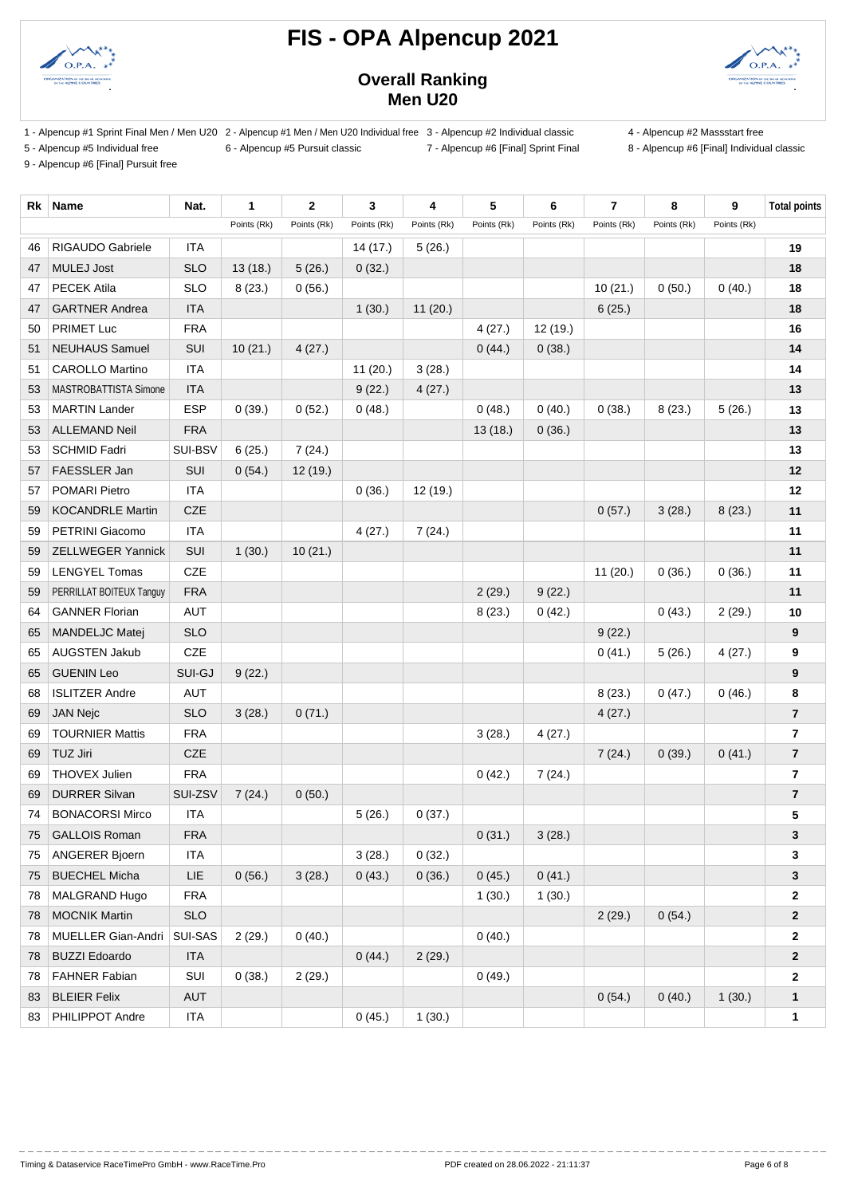# FIS - OPA Alpencup 2021

## Overall Ranking
## Men U20

1 - Alpencup #1 Sprint Final Men / Men U20
2 - Alpencup #1 Men / Men U20 Individual free
3 - Alpencup #2 Individual classic
4 - Alpencup #2 Massstart free
5 - Alpencup #5 Individual free
6 - Alpencup #5 Pursuit classic
7 - Alpencup #6 [Final] Sprint Final
8 - Alpencup #6 [Final] Individual classic
9 - Alpencup #6 [Final] Pursuit free

| Rk | Name | Nat. | 1 | 2 | 3 | 4 | 5 | 6 | 7 | 8 | 9 | Total points |
|---|---|---|---|---|---|---|---|---|---|---|---|---|
| | | | Points (Rk) | Points (Rk) | Points (Rk) | Points (Rk) | Points (Rk) | Points (Rk) | Points (Rk) | Points (Rk) | Points (Rk) | |
| 46 | RIGAUDO Gabriele | ITA | | | 14 (17.) | 5 (26.) | | | | | | 19 |
| 47 | MULEJ Jost | SLO | 13 (18.) | 5 (26.) | 0 (32.) | | | | | | | 18 |
| 47 | PECEK Atila | SLO | 8 (23.) | 0 (56.) | | | | | 10 (21.) | 0 (50.) | 0 (40.) | 18 |
| 47 | GARTNER Andrea | ITA | | | 1 (30.) | 11 (20.) | | | 6 (25.) | | | 18 |
| 50 | PRIMET Luc | FRA | | | | | 4 (27.) | 12 (19.) | | | | 16 |
| 51 | NEUHAUS Samuel | SUI | 10 (21.) | 4 (27.) | | | 0 (44.) | 0 (38.) | | | | 14 |
| 51 | CAROLLO Martino | ITA | | | 11 (20.) | 3 (28.) | | | | | | 14 |
| 53 | MASTROBATTISTA Simone | ITA | | | 9 (22.) | 4 (27.) | | | | | | 13 |
| 53 | MARTIN Lander | ESP | 0 (39.) | 0 (52.) | 0 (48.) | | 0 (48.) | 0 (40.) | 0 (38.) | 8 (23.) | 5 (26.) | 13 |
| 53 | ALLEMAND Neil | FRA | | | | | 13 (18.) | 0 (36.) | | | | 13 |
| 53 | SCHMID Fadri | SUI-BSV | 6 (25.) | 7 (24.) | | | | | | | | 13 |
| 57 | FAESSLER Jan | SUI | 0 (54.) | 12 (19.) | | | | | | | | 12 |
| 57 | POMARI Pietro | ITA | | | 0 (36.) | 12 (19.) | | | | | | 12 |
| 59 | KOCANDRLE Martin | CZE | | | | | | | 0 (57.) | 3 (28.) | 8 (23.) | 11 |
| 59 | PETRINI Giacomo | ITA | | | 4 (27.) | 7 (24.) | | | | | | 11 |
| 59 | ZELLWEGER Yannick | SUI | 1 (30.) | 10 (21.) | | | | | | | | 11 |
| 59 | LENGYEL Tomas | CZE | | | | | | | 11 (20.) | 0 (36.) | 0 (36.) | 11 |
| 59 | PERRILLAT BOITEUX Tanguy | FRA | | | | | 2 (29.) | 9 (22.) | | | | 11 |
| 64 | GANNER Florian | AUT | | | | | 8 (23.) | 0 (42.) | | 0 (43.) | 2 (29.) | 10 |
| 65 | MANDELJC Matej | SLO | | | | | | | 9 (22.) | | | 9 |
| 65 | AUGSTEN Jakub | CZE | | | | | | | 0 (41.) | 5 (26.) | 4 (27.) | 9 |
| 65 | GUENIN Leo | SUI-GJ | 9 (22.) | | | | | | | | | 9 |
| 68 | ISLITZER Andre | AUT | | | | | | | 8 (23.) | 0 (47.) | 0 (46.) | 8 |
| 69 | JAN Nejc | SLO | 3 (28.) | 0 (71.) | | | | | 4 (27.) | | | 7 |
| 69 | TOURNIER Mattis | FRA | | | | | 3 (28.) | 4 (27.) | | | | 7 |
| 69 | TUZ Jiri | CZE | | | | | | | 7 (24.) | 0 (39.) | 0 (41.) | 7 |
| 69 | THOVEX Julien | FRA | | | | | 0 (42.) | 7 (24.) | | | | 7 |
| 69 | DURRER Silvan | SUI-ZSV | 7 (24.) | 0 (50.) | | | | | | | | 7 |
| 74 | BONACORSI Mirco | ITA | | | 5 (26.) | 0 (37.) | | | | | | 5 |
| 75 | GALLOIS Roman | FRA | | | | | 0 (31.) | 3 (28.) | | | | 3 |
| 75 | ANGERER Bjoern | ITA | | | 3 (28.) | 0 (32.) | | | | | | 3 |
| 75 | BUECHEL Micha | LIE | 0 (56.) | 3 (28.) | 0 (43.) | 0 (36.) | 0 (45.) | 0 (41.) | | | | 3 |
| 78 | MALGRAND Hugo | FRA | | | | | 1 (30.) | 1 (30.) | | | | 2 |
| 78 | MOCNIK Martin | SLO | | | | | | | 2 (29.) | 0 (54.) | | 2 |
| 78 | MUELLER Gian-Andri | SUI-SAS | 2 (29.) | 0 (40.) | | | 0 (40.) | | | | | 2 |
| 78 | BUZZI Edoardo | ITA | | | 0 (44.) | 2 (29.) | | | | | | 2 |
| 78 | FAHNER Fabian | SUI | 0 (38.) | 2 (29.) | | | 0 (49.) | | | | | 2 |
| 83 | BLEIER Felix | AUT | | | | | | | 0 (54.) | 0 (40.) | 1 (30.) | 1 |
| 83 | PHILIPPOT Andre | ITA | | | 0 (45.) | 1 (30.) | | | | | | 1 |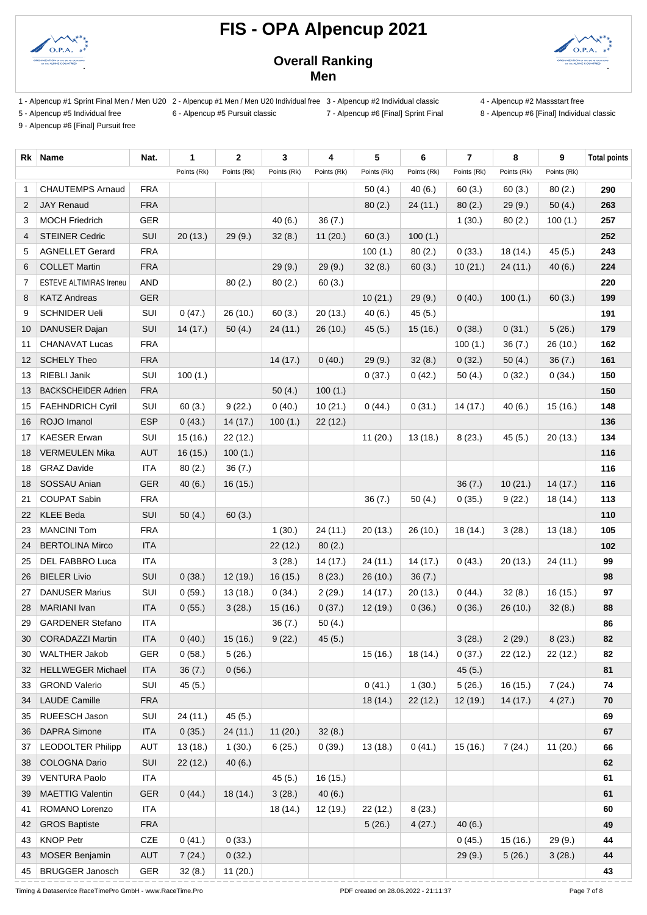# FIS - OPA Alpencup 2021

## Overall Ranking

### Men

1 - Alpencup #1 Sprint Final Men / Men U20 2 - Alpencup #1 Men / Men U20 Individual free 3 - Alpencup #2 Individual classic 4 - Alpencup #2 Massstart free
5 - Alpencup #5 Individual free 6 - Alpencup #5 Pursuit classic 7 - Alpencup #6 [Final] Sprint Final 8 - Alpencup #6 [Final] Individual classic
9 - Alpencup #6 [Final] Pursuit free

| Rk | Name | Nat. | 1 | 2 | 3 | 4 | 5 | 6 | 7 | 8 | 9 | Total points |
|---|---|---|---|---|---|---|---|---|---|---|---|---|
| | | | Points (Rk) | Points (Rk) | Points (Rk) | Points (Rk) | Points (Rk) | Points (Rk) | Points (Rk) | Points (Rk) | Points (Rk) | |
| 1 | CHAUTEMPS Arnaud | FRA | | | | | 50 (4.) | 40 (6.) | 60 (3.) | 60 (3.) | 80 (2.) | 290 |
| 2 | JAY Renaud | FRA | | | | | 80 (2.) | 24 (11.) | 80 (2.) | 29 (9.) | 50 (4.) | 263 |
| 3 | MOCH Friedrich | GER | | | 40 (6.) | 36 (7.) | | | 1 (30.) | 80 (2.) | 100 (1.) | 257 |
| 4 | STEINER Cedric | SUI | 20 (13.) | 29 (9.) | 32 (8.) | 11 (20.) | 60 (3.) | 100 (1.) | | | | 252 |
| 5 | AGNELLET Gerard | FRA | | | | | 100 (1.) | 80 (2.) | 0 (33.) | 18 (14.) | 45 (5.) | 243 |
| 6 | COLLET Martin | FRA | | | 29 (9.) | 29 (9.) | 32 (8.) | 60 (3.) | 10 (21.) | 24 (11.) | 40 (6.) | 224 |
| 7 | ESTEVE ALTIMIRAS Ireneu | AND | | 80 (2.) | 80 (2.) | 60 (3.) | | | | | | 220 |
| 8 | KATZ Andreas | GER | | | | | 10 (21.) | 29 (9.) | 0 (40.) | 100 (1.) | 60 (3.) | 199 |
| 9 | SCHNIDER Ueli | SUI | 0 (47.) | 26 (10.) | 60 (3.) | 20 (13.) | 40 (6.) | 45 (5.) | | | | 191 |
| 10 | DANUSER Dajan | SUI | 14 (17.) | 50 (4.) | 24 (11.) | 26 (10.) | 45 (5.) | 15 (16.) | 0 (38.) | 0 (31.) | 5 (26.) | 179 |
| 11 | CHANAVAT Lucas | FRA | | | | | | | 100 (1.) | 36 (7.) | 26 (10.) | 162 |
| 12 | SCHELY Theo | FRA | | | 14 (17.) | 0 (40.) | 29 (9.) | 32 (8.) | 0 (32.) | 50 (4.) | 36 (7.) | 161 |
| 13 | RIEBLI Janik | SUI | 100 (1.) | | | | 0 (37.) | 0 (42.) | 50 (4.) | 0 (32.) | 0 (34.) | 150 |
| 13 | BACKSCHEIDER Adrien | FRA | | | 50 (4.) | 100 (1.) | | | | | | 150 |
| 15 | FAEHNDRICH Cyril | SUI | 60 (3.) | 9 (22.) | 0 (40.) | 10 (21.) | 0 (44.) | 0 (31.) | 14 (17.) | 40 (6.) | 15 (16.) | 148 |
| 16 | ROJO Imanol | ESP | 0 (43.) | 14 (17.) | 100 (1.) | 22 (12.) | | | | | | 136 |
| 17 | KAESER Erwan | SUI | 15 (16.) | 22 (12.) | | | 11 (20.) | 13 (18.) | 8 (23.) | 45 (5.) | 20 (13.) | 134 |
| 18 | VERMEULEN Mika | AUT | 16 (15.) | 100 (1.) | | | | | | | | 116 |
| 18 | GRAZ Davide | ITA | 80 (2.) | 36 (7.) | | | | | | | | 116 |
| 18 | SOSSAU Anian | GER | 40 (6.) | 16 (15.) | | | | | 36 (7.) | 10 (21.) | 14 (17.) | 116 |
| 21 | COUPAT Sabin | FRA | | | | | 36 (7.) | 50 (4.) | 0 (35.) | 9 (22.) | 18 (14.) | 113 |
| 22 | KLEE Beda | SUI | 50 (4.) | 60 (3.) | | | | | | | | 110 |
| 23 | MANCINI Tom | FRA | | | 1 (30.) | 24 (11.) | 20 (13.) | 26 (10.) | 18 (14.) | 3 (28.) | 13 (18.) | 105 |
| 24 | BERTOLINA Mirco | ITA | | | 22 (12.) | 80 (2.) | | | | | | 102 |
| 25 | DEL FABBRO Luca | ITA | | | 3 (28.) | 14 (17.) | 24 (11.) | 14 (17.) | 0 (43.) | 20 (13.) | 24 (11.) | 99 |
| 26 | BIELER Livio | SUI | 0 (38.) | 12 (19.) | 16 (15.) | 8 (23.) | 26 (10.) | 36 (7.) | | | | 98 |
| 27 | DANUSER Marius | SUI | 0 (59.) | 13 (18.) | 0 (34.) | 2 (29.) | 14 (17.) | 20 (13.) | 0 (44.) | 32 (8.) | 16 (15.) | 97 |
| 28 | MARIANI Ivan | ITA | 0 (55.) | 3 (28.) | 15 (16.) | 0 (37.) | 12 (19.) | 0 (36.) | 0 (36.) | 26 (10.) | 32 (8.) | 88 |
| 29 | GARDENER Stefano | ITA | | | 36 (7.) | 50 (4.) | | | | | | 86 |
| 30 | CORADAZZI Martin | ITA | 0 (40.) | 15 (16.) | 9 (22.) | 45 (5.) | | | 3 (28.) | 2 (29.) | 8 (23.) | 82 |
| 30 | WALTHER Jakob | GER | 0 (58.) | 5 (26.) | | | 15 (16.) | 18 (14.) | 0 (37.) | 22 (12.) | 22 (12.) | 82 |
| 32 | HELLWEGER Michael | ITA | 36 (7.) | 0 (56.) | | | | | 45 (5.) | | | 81 |
| 33 | GROND Valerio | SUI | 45 (5.) | | | | 0 (41.) | 1 (30.) | 5 (26.) | 16 (15.) | 7 (24.) | 74 |
| 34 | LAUDE Camille | FRA | | | | | 18 (14.) | 22 (12.) | 12 (19.) | 14 (17.) | 4 (27.) | 70 |
| 35 | RUEESCH Jason | SUI | 24 (11.) | 45 (5.) | | | | | | | | 69 |
| 36 | DAPRA Simone | ITA | 0 (35.) | 24 (11.) | 11 (20.) | 32 (8.) | | | | | | 67 |
| 37 | LEODOLTER Philipp | AUT | 13 (18.) | 1 (30.) | 6 (25.) | 0 (39.) | 13 (18.) | 0 (41.) | 15 (16.) | 7 (24.) | 11 (20.) | 66 |
| 38 | COLOGNA Dario | SUI | 22 (12.) | 40 (6.) | | | | | | | | 62 |
| 39 | VENTURA Paolo | ITA | | | 45 (5.) | 16 (15.) | | | | | | 61 |
| 39 | MAETTIG Valentin | GER | 0 (44.) | 18 (14.) | 3 (28.) | 40 (6.) | | | | | | 61 |
| 41 | ROMANO Lorenzo | ITA | | | 18 (14.) | 12 (19.) | 22 (12.) | 8 (23.) | | | | 60 |
| 42 | GROS Baptiste | FRA | | | | | 5 (26.) | 4 (27.) | 40 (6.) | | | 49 |
| 43 | KNOP Petr | CZE | 0 (41.) | 0 (33.) | | | | | 0 (45.) | 15 (16.) | 29 (9.) | 44 |
| 43 | MOSER Benjamin | AUT | 7 (24.) | 0 (32.) | | | | | 29 (9.) | 5 (26.) | 3 (28.) | 44 |
| 45 | BRUGGER Janosch | GER | 32 (8.) | 11 (20.) | | | | | | | | 43 |

Timing & Dataservice RaceTimePro GmbH - www.RaceTime.Pro PDF created on 28.06.2022 - 21:11:37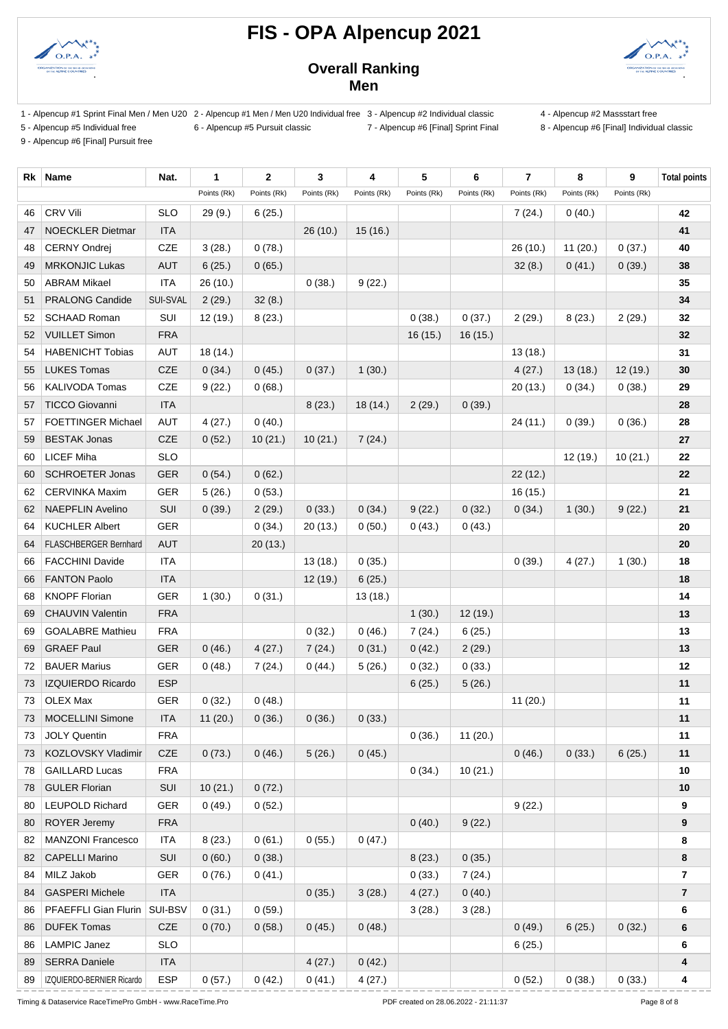# FIS - OPA Alpencup 2021

## Overall Ranking

### Men

1 - Alpencup #1 Sprint Final Men / Men U20 2 - Alpencup #1 Men / Men U20 Individual free 3 - Alpencup #2 Individual classic 4 - Alpencup #2 Massstart free
5 - Alpencup #5 Individual free 6 - Alpencup #5 Pursuit classic 7 - Alpencup #6 [Final] Sprint Final 8 - Alpencup #6 [Final] Individual classic
9 - Alpencup #6 [Final] Pursuit free

| Rk | Name | Nat. | 1 | 2 | 3 | 4 | 5 | 6 | 7 | 8 | 9 | Total points |
|---|---|---|---|---|---|---|---|---|---|---|---|---|
| | | | Points (Rk) | Points (Rk) | Points (Rk) | Points (Rk) | Points (Rk) | Points (Rk) | Points (Rk) | Points (Rk) | Points (Rk) | |
| 46 | CRV Vili | SLO | 29 (9.) | 6 (25.) | | | | | 7 (24.) | 0 (40.) | | **42** |
| 47 | NOECKLER Dietmar | ITA | | | 26 (10.) | 15 (16.) | | | | | | **41** |
| 48 | CERNY Ondrej | CZE | 3 (28.) | 0 (78.) | | | | | 26 (10.) | 11 (20.) | 0 (37.) | **40** |
| 49 | MRKONJIC Lukas | AUT | 6 (25.) | 0 (65.) | | | | | 32 (8.) | 0 (41.) | 0 (39.) | **38** |
| 50 | ABRAM Mikael | ITA | 26 (10.) | | 0 (38.) | 9 (22.) | | | | | | **35** |
| 51 | PRALONG Candide | SUI-SVAL | 2 (29.) | 32 (8.) | | | | | | | | **34** |
| 52 | SCHAAD Roman | SUI | 12 (19.) | 8 (23.) | | | 0 (38.) | 0 (37.) | 2 (29.) | 8 (23.) | 2 (29.) | **32** |
| 52 | VUILLET Simon | FRA | | | | | 16 (15.) | 16 (15.) | | | | **32** |
| 54 | HABENICHT Tobias | AUT | 18 (14.) | | | | | | 13 (18.) | | | **31** |
| 55 | LUKES Tomas | CZE | 0 (34.) | 0 (45.) | 0 (37.) | 1 (30.) | | | 4 (27.) | 13 (18.) | 12 (19.) | **30** |
| 56 | KALIVODA Tomas | CZE | 9 (22.) | 0 (68.) | | | | | 20 (13.) | 0 (34.) | 0 (38.) | **29** |
| 57 | TICCO Giovanni | ITA | | | 8 (23.) | 18 (14.) | 2 (29.) | 0 (39.) | | | | **28** |
| 57 | FOETTINGER Michael | AUT | 4 (27.) | 0 (40.) | | | | | 24 (11.) | 0 (39.) | 0 (36.) | **28** |
| 59 | BESTAK Jonas | CZE | 0 (52.) | 10 (21.) | 10 (21.) | 7 (24.) | | | | | | **27** |
| 60 | LICEF Miha | SLO | | | | | | | | 12 (19.) | 10 (21.) | **22** |
| 60 | SCHROETER Jonas | GER | 0 (54.) | 0 (62.) | | | | | 22 (12.) | | | **22** |
| 62 | CERVINKA Maxim | GER | 5 (26.) | 0 (53.) | | | | | 16 (15.) | | | **21** |
| 62 | NAEPFLIN Avelino | SUI | 0 (39.) | 2 (29.) | 0 (33.) | 0 (34.) | 9 (22.) | 0 (32.) | 0 (34.) | 1 (30.) | 9 (22.) | **21** |
| 64 | KUCHLER Albert | GER | | 0 (34.) | 20 (13.) | 0 (50.) | 0 (43.) | 0 (43.) | | | | **20** |
| 64 | FLASCHBERGER Bernhard | AUT | | 20 (13.) | | | | | | | | **20** |
| 66 | FACCHINI Davide | ITA | | | 13 (18.) | 0 (35.) | | | 0 (39.) | 4 (27.) | 1 (30.) | **18** |
| 66 | FANTON Paolo | ITA | | | 12 (19.) | 6 (25.) | | | | | | **18** |
| 68 | KNOPF Florian | GER | 1 (30.) | 0 (31.) | | 13 (18.) | | | | | | **14** |
| 69 | CHAUVIN Valentin | FRA | | | | | 1 (30.) | 12 (19.) | | | | **13** |
| 69 | GOALABRE Mathieu | FRA | | | 0 (32.) | 0 (46.) | 7 (24.) | 6 (25.) | | | | **13** |
| 69 | GRAEF Paul | GER | 0 (46.) | 4 (27.) | 7 (24.) | 0 (31.) | 0 (42.) | 2 (29.) | | | | **13** |
| 72 | BAUER Marius | GER | 0 (48.) | 7 (24.) | 0 (44.) | 5 (26.) | 0 (32.) | 0 (33.) | | | | **12** |
| 73 | IZQUIERDO Ricardo | ESP | | | | | 6 (25.) | 5 (26.) | | | | **11** |
| 73 | OLEX Max | GER | 0 (32.) | 0 (48.) | | | | | 11 (20.) | | | **11** |
| 73 | MOCELLINI Simone | ITA | 11 (20.) | 0 (36.) | 0 (36.) | 0 (33.) | | | | | | **11** |
| 73 | JOLY Quentin | FRA | | | | | 0 (36.) | 11 (20.) | | | | **11** |
| 73 | KOZLOVSKY Vladimir | CZE | 0 (73.) | 0 (46.) | 5 (26.) | 0 (45.) | | | 0 (46.) | 0 (33.) | 6 (25.) | **11** |
| 78 | GAILLARD Lucas | FRA | | | | | 0 (34.) | 10 (21.) | | | | **10** |
| 78 | GULER Florian | SUI | 10 (21.) | 0 (72.) | | | | | | | | **10** |
| 80 | LEUPOLD Richard | GER | 0 (49.) | 0 (52.) | | | | | 9 (22.) | | | **9** |
| 80 | ROYER Jeremy | FRA | | | | | 0 (40.) | 9 (22.) | | | | **9** |
| 82 | MANZONI Francesco | ITA | 8 (23.) | 0 (61.) | 0 (55.) | 0 (47.) | | | | | | **8** |
| 82 | CAPELLI Marino | SUI | 0 (60.) | 0 (38.) | | | 8 (23.) | 0 (35.) | | | | **8** |
| 84 | MILZ Jakob | GER | 0 (76.) | 0 (41.) | | | 0 (33.) | 7 (24.) | | | | **7** |
| 84 | GASPERI Michele | ITA | | | 0 (35.) | 3 (28.) | 4 (27.) | 0 (40.) | | | | **7** |
| 86 | PFAEFFLI Gian Flurin | SUI-BSV | 0 (31.) | 0 (59.) | | | 3 (28.) | 3 (28.) | | | | **6** |
| 86 | DUFEK Tomas | CZE | 0 (70.) | 0 (58.) | 0 (45.) | 0 (48.) | | | 0 (49.) | 6 (25.) | 0 (32.) | **6** |
| 86 | LAMPIC Janez | SLO | | | | | | | 6 (25.) | | | **6** |
| 89 | SERRA Daniele | ITA | | | 4 (27.) | 0 (42.) | | | | | | **4** |
| 89 | IZQUIERDO-BERNIER Ricardo | ESP | 0 (57.) | 0 (42.) | 0 (41.) | 4 (27.) | | | 0 (52.) | 0 (38.) | 0 (33.) | **4** |

Timing & Dataservice RaceTimePro GmbH - www.RaceTime.Pro PDF created on 28.06.2022 - 21:11:37